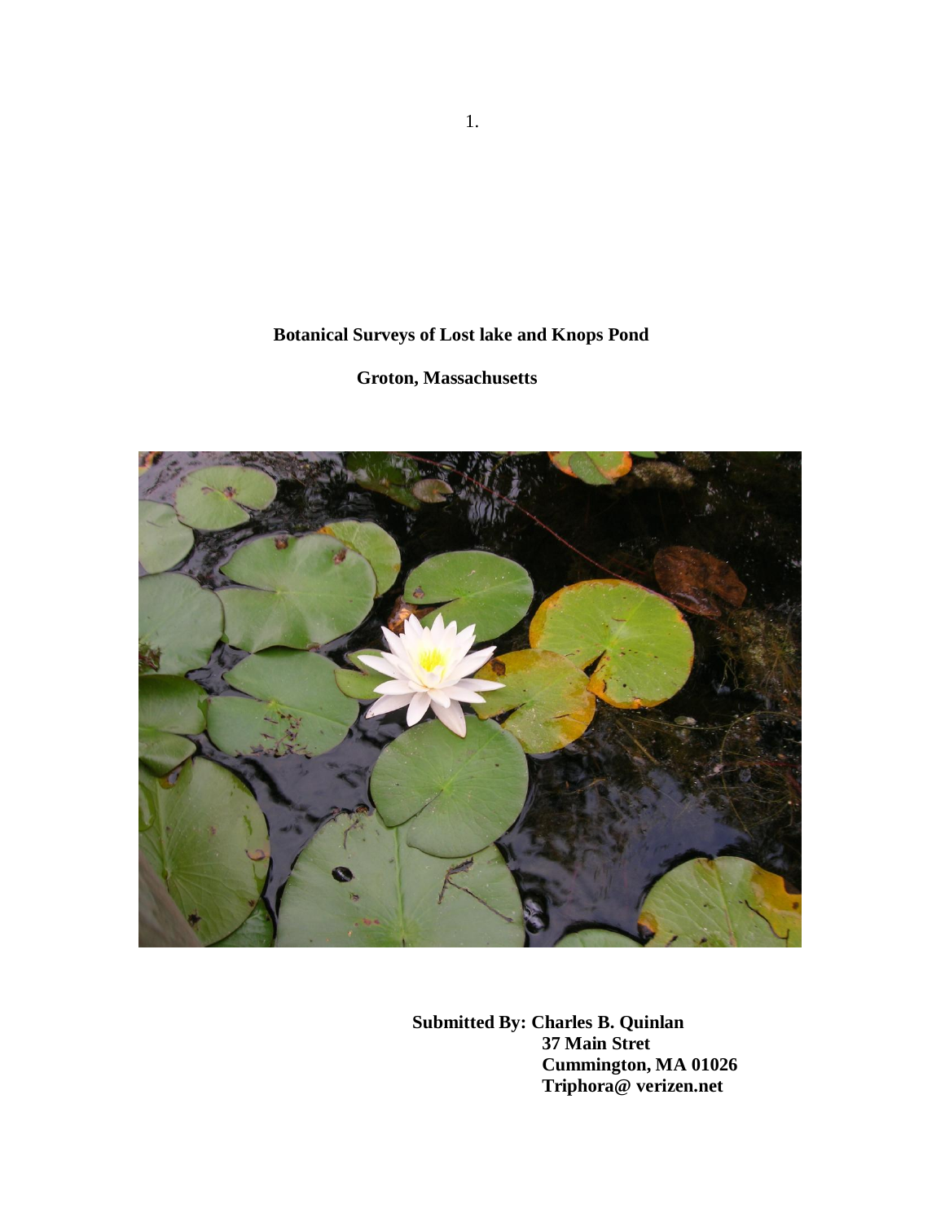**Botanical Surveys of Lost lake and Knops Pond**

**Groton, Massachusetts**

**Submitted By: Charles B. Quinlan**
**37 Main Stret**
**Cummington, MA 01026**
**Triphora@ verizen.net**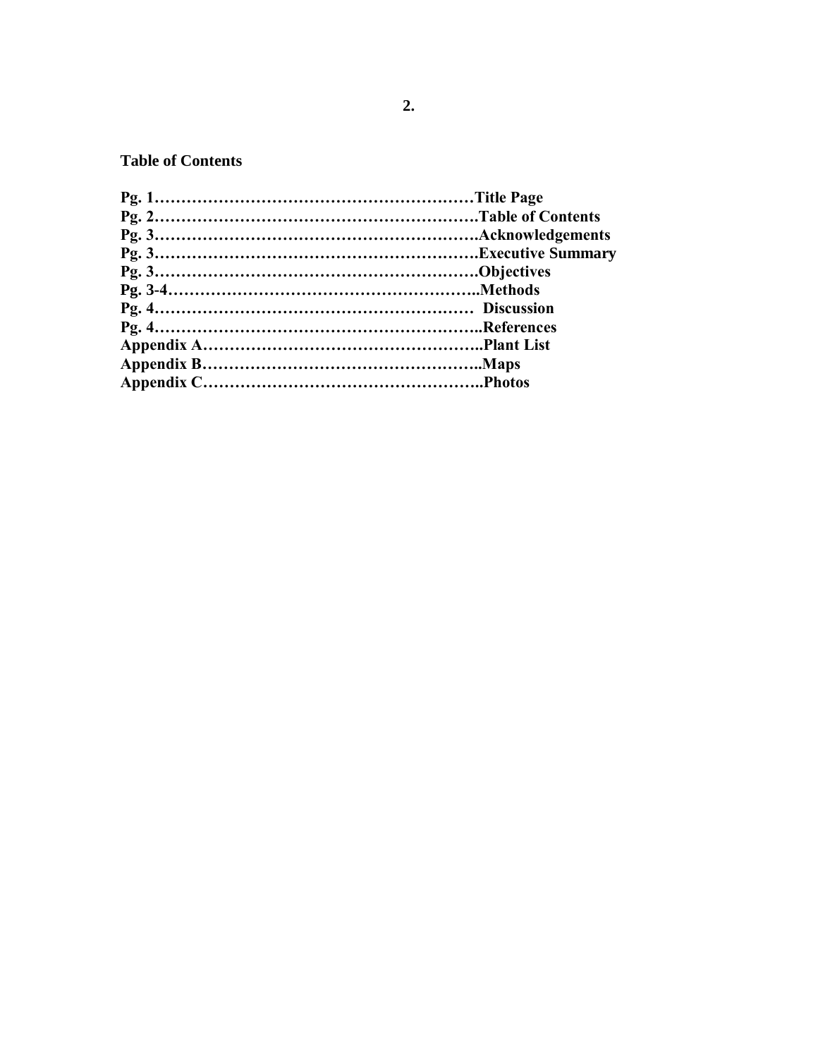## Table of Contents

**Pg. 1…………………………………………………Title Page**
**Pg. 2…………………………………………………Table of Contents**
**Pg. 3…………………………………………………Acknowledgements**
**Pg. 3…………………………………………………Executive Summary**
**Pg. 3…………………………………………………Objectives**
**Pg. 3-4………………………………………………..Methods**
**Pg. 4………………………………………………… Discussion**
**Pg. 4…………………………………………………..References**
**Appendix A……………………………………………..Plant List**
**Appendix B……………………………………………..Maps**
**Appendix C……………………………………………..Photos**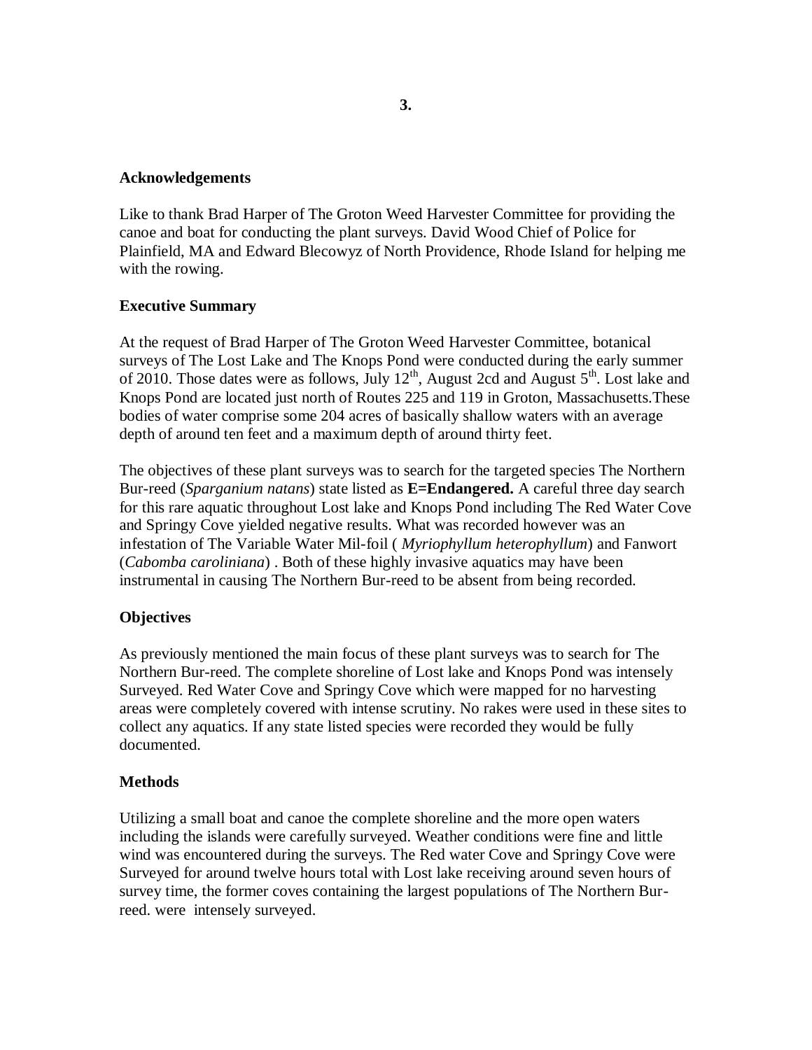## Acknowledgements

Like to thank Brad Harper of The Groton Weed Harvester Committee for providing the canoe and boat for conducting the plant surveys. David Wood Chief of Police for Plainfield, MA and Edward Blecowyz of North Providence, Rhode Island for helping me with the rowing.

## Executive Summary

At the request of Brad Harper of The Groton Weed Harvester Committee, botanical surveys of The Lost Lake and The Knops Pond were conducted during the early summer of 2010. Those dates were as follows, July 12th, August 2cd and August 5th. Lost lake and Knops Pond are located just north of Routes 225 and 119 in Groton, Massachusetts.These bodies of water comprise some 204 acres of basically shallow waters with an average depth of around ten feet and a maximum depth of around thirty feet.

The objectives of these plant surveys was to search for the targeted species The Northern Bur-reed (*Sparganium natans*) state listed as **E=Endangered.** A careful three day search for this rare aquatic throughout Lost lake and Knops Pond including The Red Water Cove and Springy Cove yielded negative results. What was recorded however was an infestation of The Variable Water Mil-foil ( *Myriophyllum heterophyllum*) and Fanwort (*Cabomba caroliniana*) . Both of these highly invasive aquatics may have been instrumental in causing The Northern Bur-reed to be absent from being recorded.

## Objectives

As previously mentioned the main focus of these plant surveys was to search for The Northern Bur-reed. The complete shoreline of Lost lake and Knops Pond was intensely Surveyed. Red Water Cove and Springy Cove which were mapped for no harvesting areas were completely covered with intense scrutiny. No rakes were used in these sites to collect any aquatics. If any state listed species were recorded they would be fully documented.

## Methods

Utilizing a small boat and canoe the complete shoreline and the more open waters including the islands were carefully surveyed. Weather conditions were fine and little wind was encountered during the surveys. The Red water Cove and Springy Cove were Surveyed for around twelve hours total with Lost lake receiving around seven hours of survey time, the former coves containing the largest populations of The Northern Bur-reed. were intensely surveyed.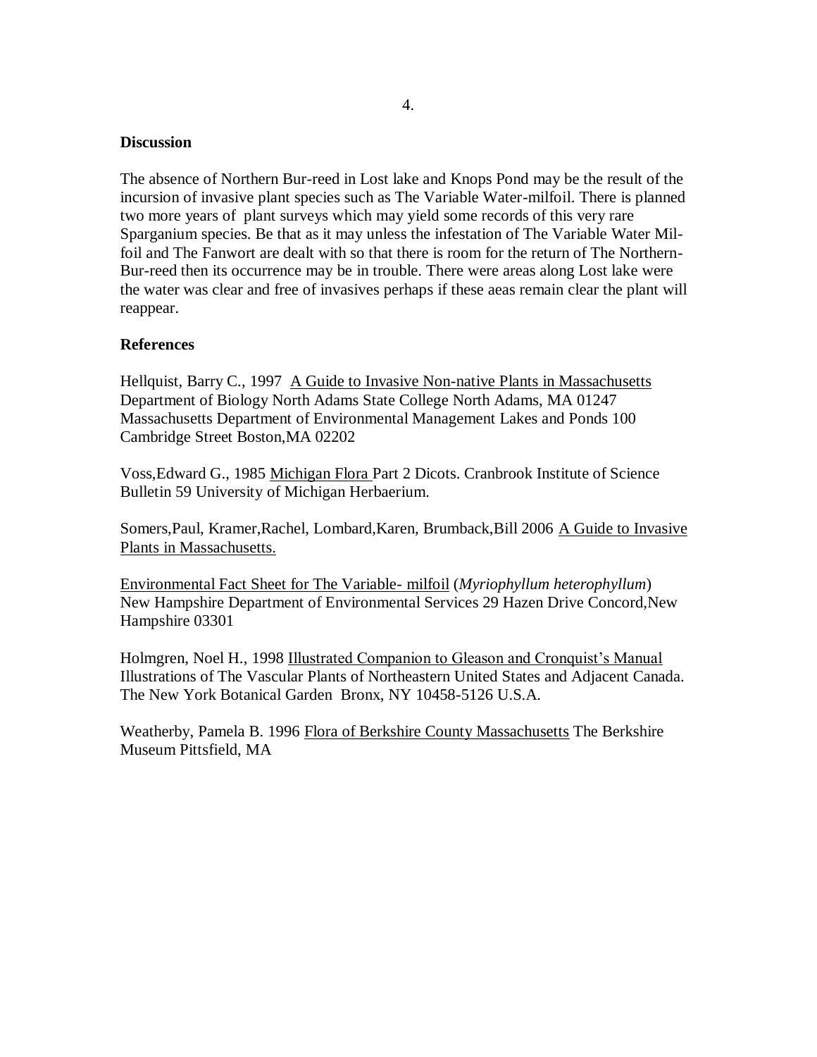## Discussion

The absence of Northern Bur-reed in Lost lake and Knops Pond may be the result of the incursion of invasive plant species such as The Variable Water-milfoil. There is planned two more years of plant surveys which may yield some records of this very rare Sparganium species. Be that as it may unless the infestation of The Variable Water Mil-foil and The Fanwort are dealt with so that there is room for the return of The Northern-Bur-reed then its occurrence may be in trouble. There were areas along Lost lake were the water was clear and free of invasives perhaps if these aeas remain clear the plant will reappear.

## References

Hellquist, Barry C., 1997 A Guide to Invasive Non-native Plants in Massachusetts Department of Biology North Adams State College North Adams, MA 01247 Massachusetts Department of Environmental Management Lakes and Ponds 100 Cambridge Street Boston,MA 02202

Voss,Edward G., 1985 Michigan Flora Part 2 Dicots. Cranbrook Institute of Science Bulletin 59 University of Michigan Herbaerium.

Somers,Paul, Kramer,Rachel, Lombard,Karen, Brumback,Bill 2006 A Guide to Invasive Plants in Massachusetts.

Environmental Fact Sheet for The Variable- milfoil (*Myriophyllum heterophyllum*) New Hampshire Department of Environmental Services 29 Hazen Drive Concord,New Hampshire 03301

Holmgren, Noel H., 1998 Illustrated Companion to Gleason and Cronquist's Manual Illustrations of The Vascular Plants of Northeastern United States and Adjacent Canada. The New York Botanical Garden Bronx, NY 10458-5126 U.S.A.

Weatherby, Pamela B. 1996 Flora of Berkshire County Massachusetts The Berkshire Museum Pittsfield, MA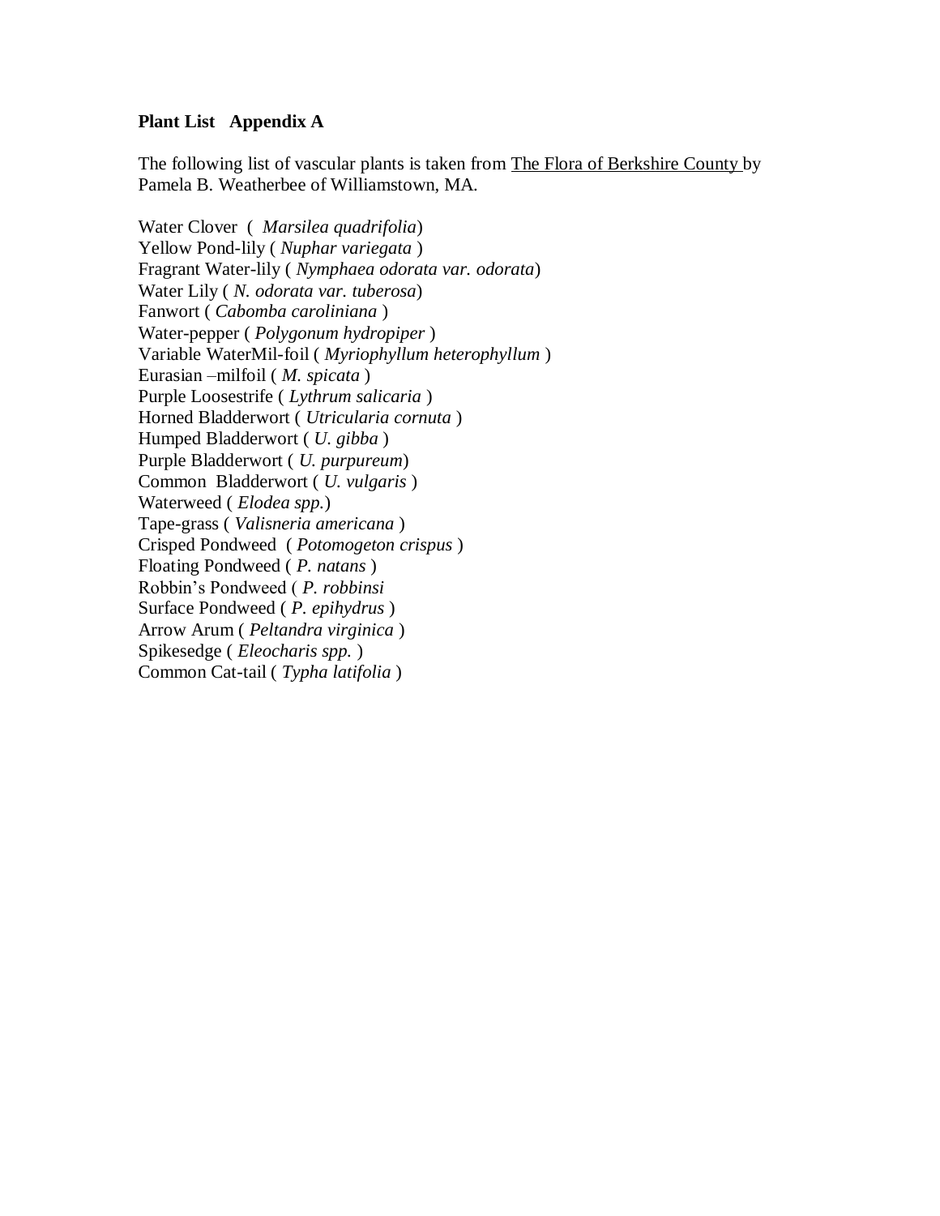**Plant List Appendix A**

The following list of vascular plants is taken from The Flora of Berkshire County by Pamela B. Weatherbee of Williamstown, MA.

Water Clover ( *Marsilea quadrifolia*)
Yellow Pond-lily ( *Nuphar variegata* )
Fragrant Water-lily ( *Nymphaea odorata var. odorata*)
Water Lily ( *N. odorata var. tuberosa*)
Fanwort ( *Cabomba caroliniana* )
Water-pepper ( *Polygonum hydropiper* )
Variable WaterMil-foil ( *Myriophyllum heterophyllum* )
Eurasian –milfoil ( *M. spicata* )
Purple Loosestrife ( *Lythrum salicaria* )
Horned Bladderwort ( *Utricularia cornuta* )
Humped Bladderwort ( *U. gibba* )
Purple Bladderwort ( *U. purpureum*)
Common Bladderwort ( *U. vulgaris* )
Waterweed ( *Elodea spp.*)
Tape-grass ( *Valisneria americana* )
Crisped Pondweed ( *Potomogeton crispus* )
Floating Pondweed ( *P. natans* )
Robbin's Pondweed ( *P. robbinsi*
Surface Pondweed ( *P. epihydrus* )
Arrow Arum ( *Peltandra virginica* )
Spikesedge ( *Eleocharis spp.* )
Common Cat-tail ( *Typha latifolia* )